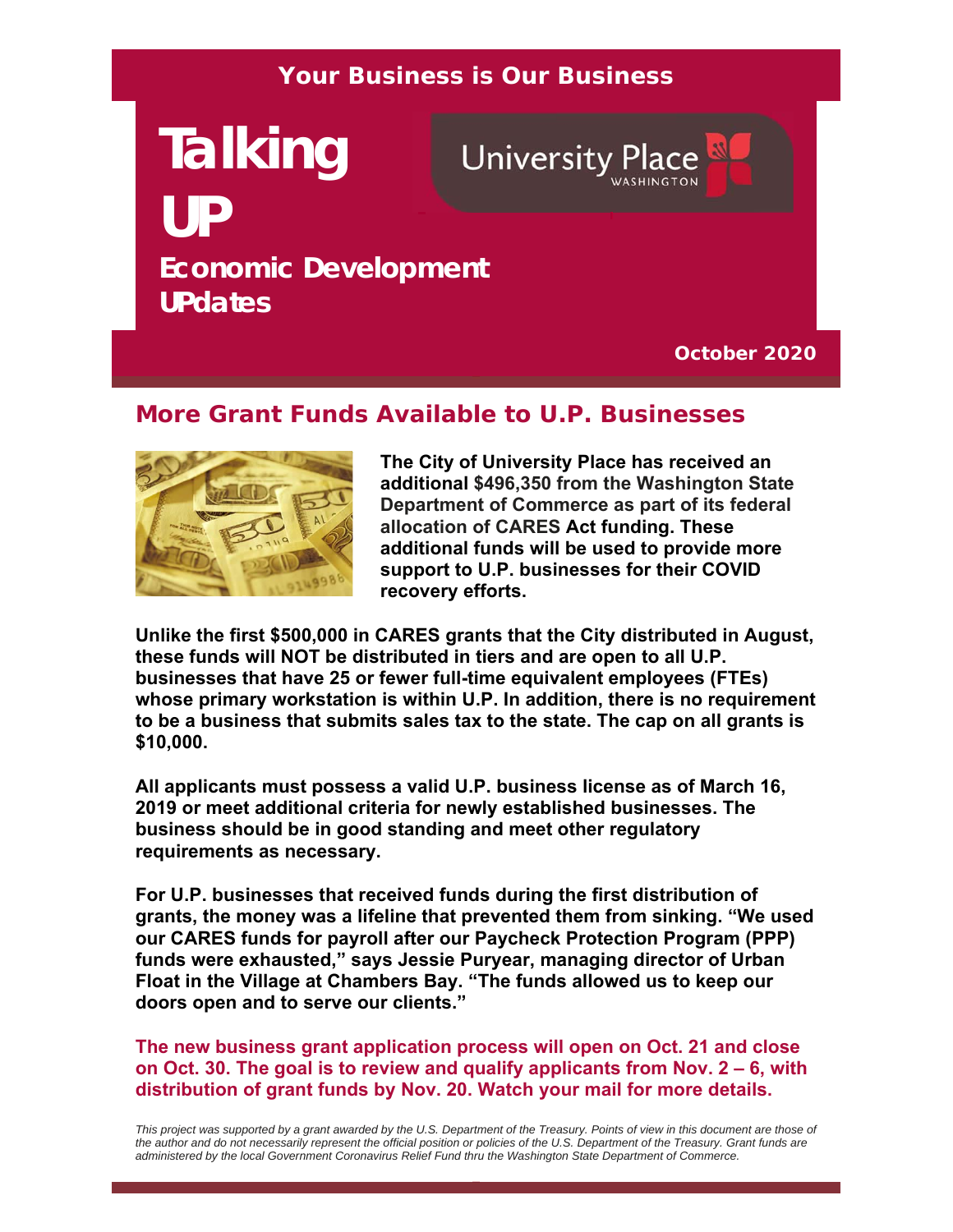**Your Business is Our Business**

# Talking UP

University Place WASHINGTON

## Economic Development UPdates

**October 2020**

## More Grant Funds Available to U.P. Businesses

**The City of University Place has received an additional $496,350 from the Washington State Department of Commerce as part of its federal allocation of CARES Act funding. These additional funds will be used to provide more support to U.P. businesses for their COVID recovery efforts.**

**Unlike the first $500,000 in CARES grants that the City distributed in August, these funds will NOT be distributed in tiers and are open to all U.P. businesses that have 25 or fewer full-time equivalent employees (FTEs) whose primary workstation is within U.P. In addition, there is no requirement to be a business that submits sales tax to the state. The cap on all grants is $10,000.**

**All applicants must possess a valid U.P. business license as of March 16, 2019 or meet additional criteria for newly established businesses. The business should be in good standing and meet other regulatory requirements as necessary.**

**For U.P. businesses that received funds during the first distribution of grants, the money was a lifeline that prevented them from sinking. "We used our CARES funds for payroll after our Paycheck Protection Program (PPP) funds were exhausted," says Jessie Puryear, managing director of Urban Float in the Village at Chambers Bay. "The funds allowed us to keep our doors open and to serve our clients."**

**The new business grant application process will open on Oct. 21 and close on Oct. 30. The goal is to review and qualify applicants from Nov. 2 – 6, with distribution of grant funds by Nov. 20. Watch your mail for more details.**

*This project was supported by a grant awarded by the U.S. Department of the Treasury. Points of view in this document are those of the author and do not necessarily represent the official position or policies of the U.S. Department of the Treasury. Grant funds are administered by the local Government Coronavirus Relief Fund thru the Washington State Department of Commerce.*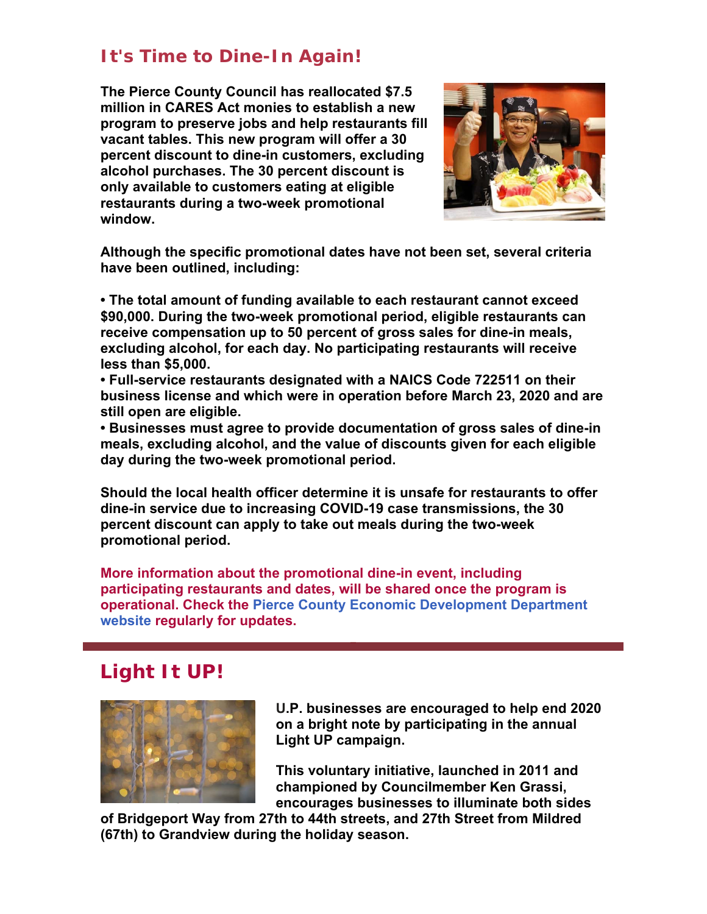## It's Time to Dine-In Again!

**The Pierce County Council has reallocated $7.5 million in CARES Act monies to establish a new program to preserve jobs and help restaurants fill vacant tables. This new program will offer a 30 percent discount to dine-in customers, excluding alcohol purchases. The 30 percent discount is only available to customers eating at eligible restaurants during a two-week promotional window.**

**Although the specific promotional dates have not been set, several criteria have been outlined, including:**

- **The total amount of funding available to each restaurant cannot exceed $90,000. During the two-week promotional period, eligible restaurants can receive compensation up to 50 percent of gross sales for dine-in meals, excluding alcohol, for each day. No participating restaurants will receive less than $5,000.**
- **Full-service restaurants designated with a NAICS Code 722511 on their business license and which were in operation before March 23, 2020 and are still open are eligible.**
- **Businesses must agree to provide documentation of gross sales of dine-in meals, excluding alcohol, and the value of discounts given for each eligible day during the two-week promotional period.**

**Should the local health officer determine it is unsafe for restaurants to offer dine-in service due to increasing COVID-19 case transmissions, the 30 percent discount can apply to take out meals during the two-week promotional period.**

**More information about the promotional dine-in event, including participating restaurants and dates, will be shared once the program is operational. Check the Pierce County Economic Development Department website regularly for updates.**

## Light It UP!

**U.P. businesses are encouraged to help end 2020 on a bright note by participating in the annual Light UP campaign.**

**This voluntary initiative, launched in 2011 and championed by Councilmember Ken Grassi, encourages businesses to illuminate both sides of Bridgeport Way from 27th to 44th streets, and 27th Street from Mildred (67th) to Grandview during the holiday season.**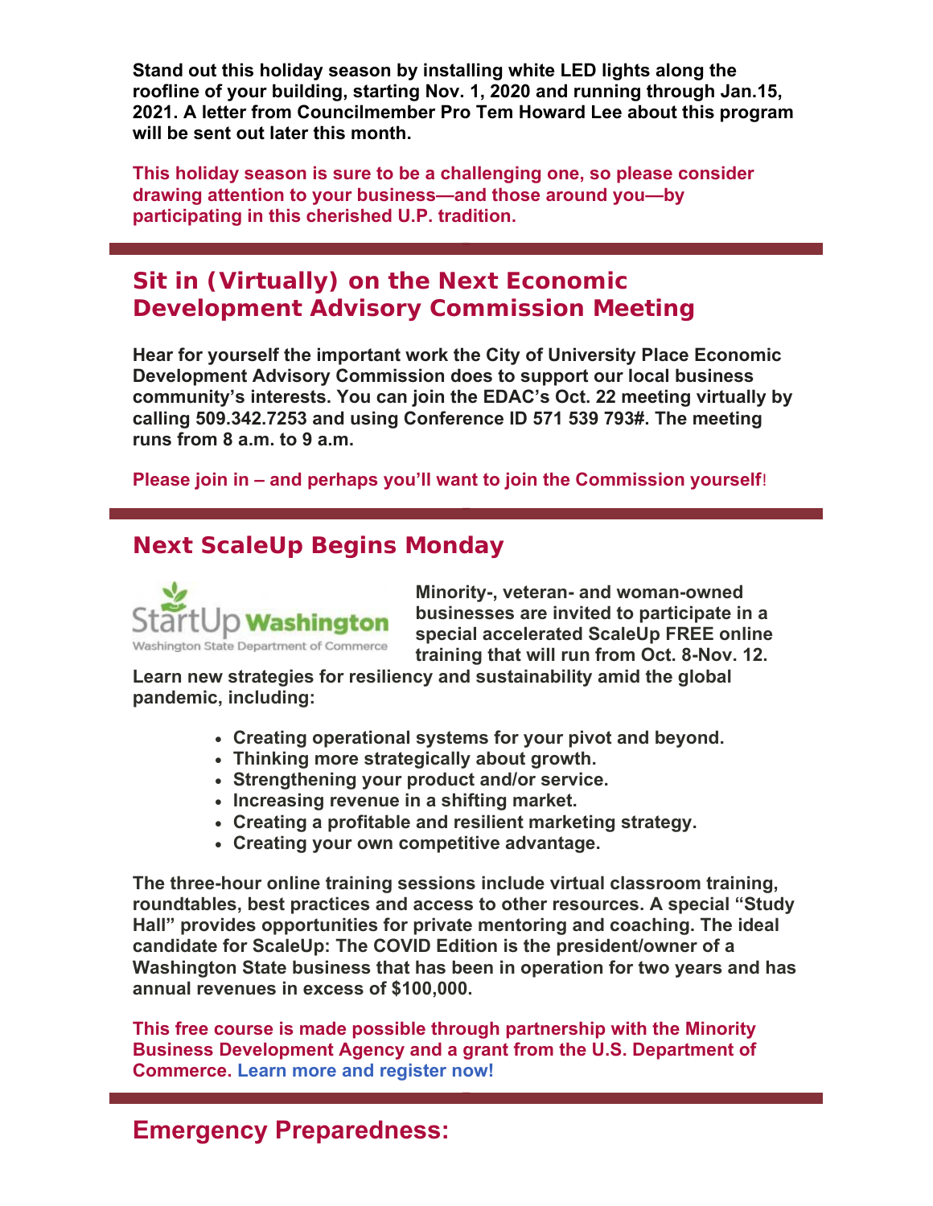**Stand out this holiday season by installing white LED lights along the roofline of your building, starting Nov. 1, 2020 and running through Jan.15, 2021. A letter from Councilmember Pro Tem Howard Lee about this program will be sent out later this month.**

**This holiday season is sure to be a challenging one, so please consider drawing attention to your business—and those around you—by participating in this cherished U.P. tradition.**

## Sit in (Virtually) on the Next Economic Development Advisory Commission Meeting

**Hear for yourself the important work the City of University Place Economic Development Advisory Commission does to support our local business community's interests. You can join the EDAC's Oct. 22 meeting virtually by calling 509.342.7253 and using Conference ID 571 539 793#. The meeting runs from 8 a.m. to 9 a.m.**

**Please join in – and perhaps you'll want to join the Commission yourself!**

## Next ScaleUp Begins Monday

**Minority-, veteran- and woman-owned businesses are invited to participate in a special accelerated ScaleUp FREE online training that will run from Oct. 8-Nov. 12. Learn new strategies for resiliency and sustainability amid the global pandemic, including:**

- **Creating operational systems for your pivot and beyond.**
- **Thinking more strategically about growth.**
- **Strengthening your product and/or service.**
- **Increasing revenue in a shifting market.**
- **Creating a profitable and resilient marketing strategy.**
- **Creating your own competitive advantage.**

**The three-hour online training sessions include virtual classroom training, roundtables, best practices and access to other resources. A special "Study Hall" provides opportunities for private mentoring and coaching. The ideal candidate for ScaleUp: The COVID Edition is the president/owner of a Washington State business that has been in operation for two years and has annual revenues in excess of $100,000.**

**This free course is made possible through partnership with the Minority Business Development Agency and a grant from the U.S. Department of Commerce. Learn more and register now!**

## Emergency Preparedness: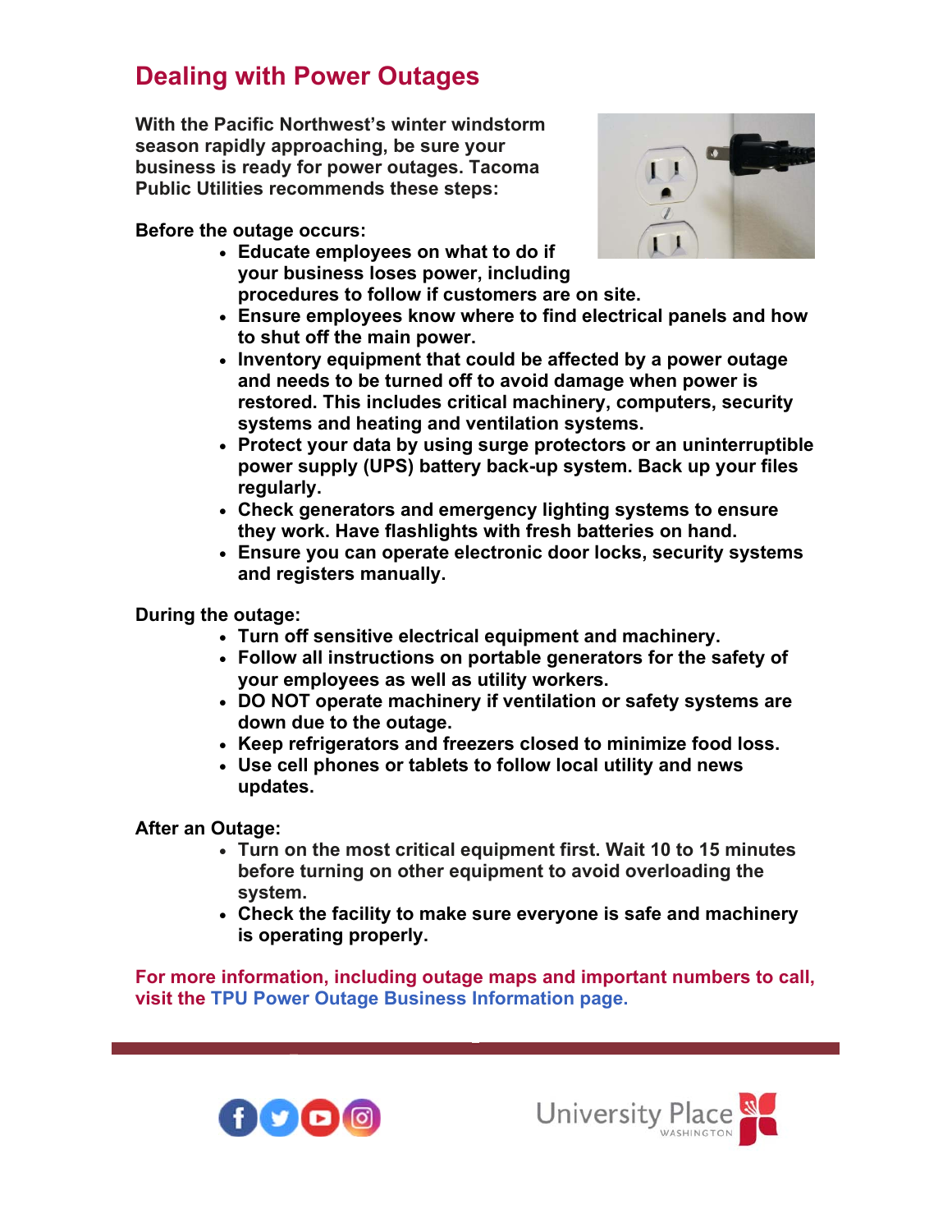# Dealing with Power Outages

**With the Pacific Northwest's winter windstorm season rapidly approaching, be sure your business is ready for power outages. Tacoma Public Utilities recommends these steps:**

**Before the outage occurs:**

- **Educate employees on what to do if your business loses power, including procedures to follow if customers are on site.**
- **Ensure employees know where to find electrical panels and how to shut off the main power.**
- **Inventory equipment that could be affected by a power outage and needs to be turned off to avoid damage when power is restored. This includes critical machinery, computers, security systems and heating and ventilation systems.**
- **Protect your data by using surge protectors or an uninterruptible power supply (UPS) battery back-up system. Back up your files regularly.**
- **Check generators and emergency lighting systems to ensure they work. Have flashlights with fresh batteries on hand.**
- **Ensure you can operate electronic door locks, security systems and registers manually.**

**During the outage:**

- **Turn off sensitive electrical equipment and machinery.**
- **Follow all instructions on portable generators for the safety of your employees as well as utility workers.**
- **DO NOT operate machinery if ventilation or safety systems are down due to the outage.**
- **Keep refrigerators and freezers closed to minimize food loss.**
- **Use cell phones or tablets to follow local utility and news updates.**

**After an Outage:**

- **Turn on the most critical equipment first. Wait 10 to 15 minutes before turning on other equipment to avoid overloading the system.**
- **Check the facility to make sure everyone is safe and machinery is operating properly.**

**For more information, including outage maps and important numbers to call, visit the TPU Power Outage Business Information page.**

University Place WASHINGTON